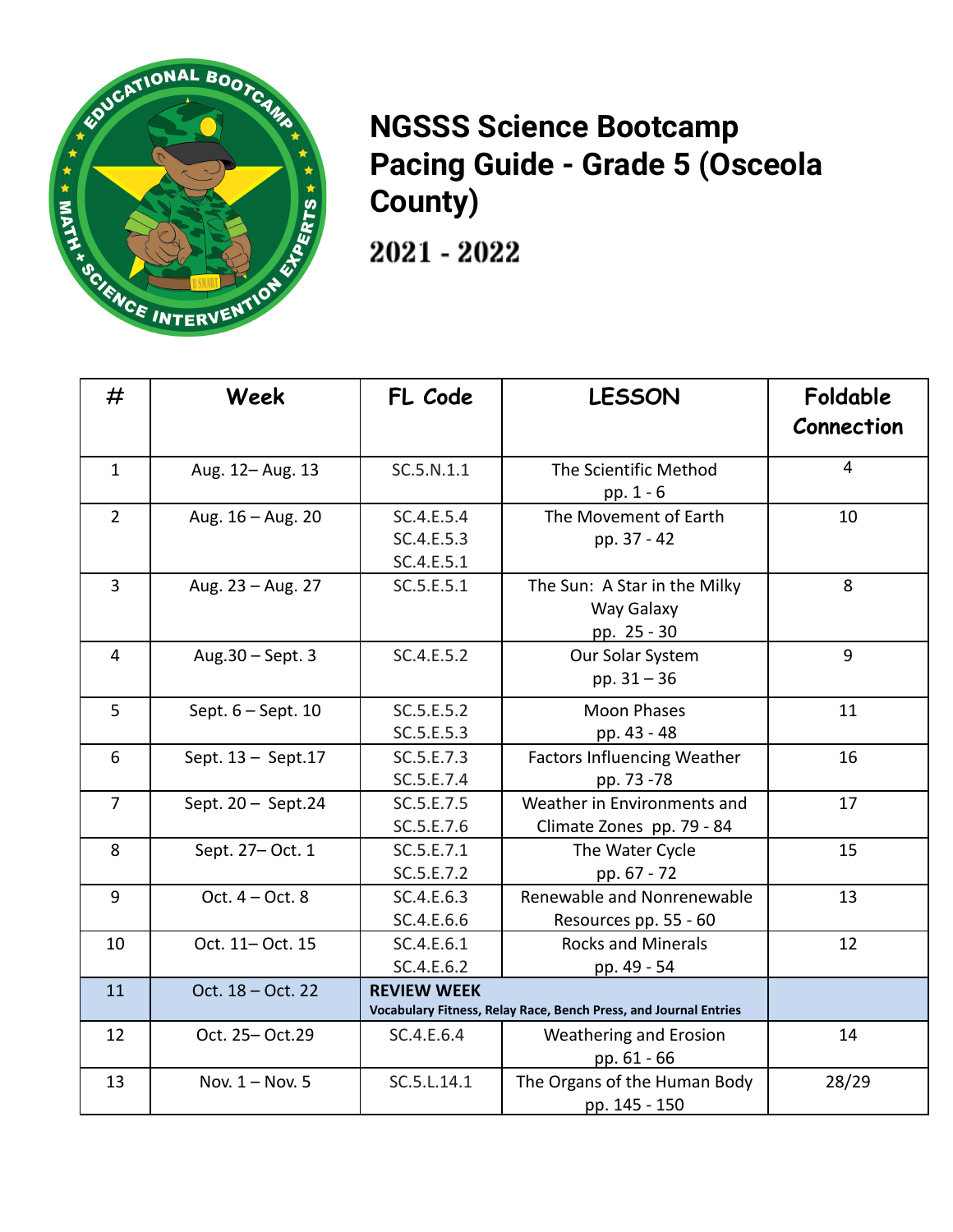# NGSSS Science Bootcamp Pacing Guide - Grade 5 (Osceola County)

## 2021 - 2022

| # | Week | FL Code | LESSON | Foldable Connection |
|---|---|---|---|---|
| 1 | Aug. 12– Aug. 13 | SC.5.N.1.1 | The Scientific Method pp. 1 - 6 | 4 |
| 2 | Aug. 16 – Aug. 20 | SC.4.E.5.4 SC.4.E.5.3 SC.4.E.5.1 | The Movement of Earth pp. 37 - 42 | 10 |
| 3 | Aug. 23 – Aug. 27 | SC.5.E.5.1 | The Sun: A Star in the Milky Way Galaxy pp. 25 - 30 | 8 |
| 4 | Aug.30 – Sept. 3 | SC.4.E.5.2 | Our Solar System pp. 31 – 36 | 9 |
| 5 | Sept. 6 – Sept. 10 | SC.5.E.5.2 SC.5.E.5.3 | Moon Phases pp. 43 - 48 | 11 |
| 6 | Sept. 13 – Sept.17 | SC.5.E.7.3 SC.5.E.7.4 | Factors Influencing Weather pp. 73 -78 | 16 |
| 7 | Sept. 20 – Sept.24 | SC.5.E.7.5 SC.5.E.7.6 | Weather in Environments and Climate Zones pp. 79 - 84 | 17 |
| 8 | Sept. 27– Oct. 1 | SC.5.E.7.1 SC.5.E.7.2 | The Water Cycle pp. 67 - 72 | 15 |
| 9 | Oct. 4 – Oct. 8 | SC.4.E.6.3 SC.4.E.6.6 | Renewable and Nonrenewable Resources pp. 55 - 60 | 13 |
| 10 | Oct. 11– Oct. 15 | SC.4.E.6.1 SC.4.E.6.2 | Rocks and Minerals pp. 49 - 54 | 12 |
| 11 | Oct. 18 – Oct. 22 | **REVIEW WEEK** **Vocabulary Fitness, Relay Race, Bench Press, and Journal Entries** | | |
| 12 | Oct. 25– Oct.29 | SC.4.E.6.4 | Weathering and Erosion pp. 61 - 66 | 14 |
| 13 | Nov. 1 – Nov. 5 | SC.5.L.14.1 | The Organs of the Human Body pp. 145 - 150 | 28/29 |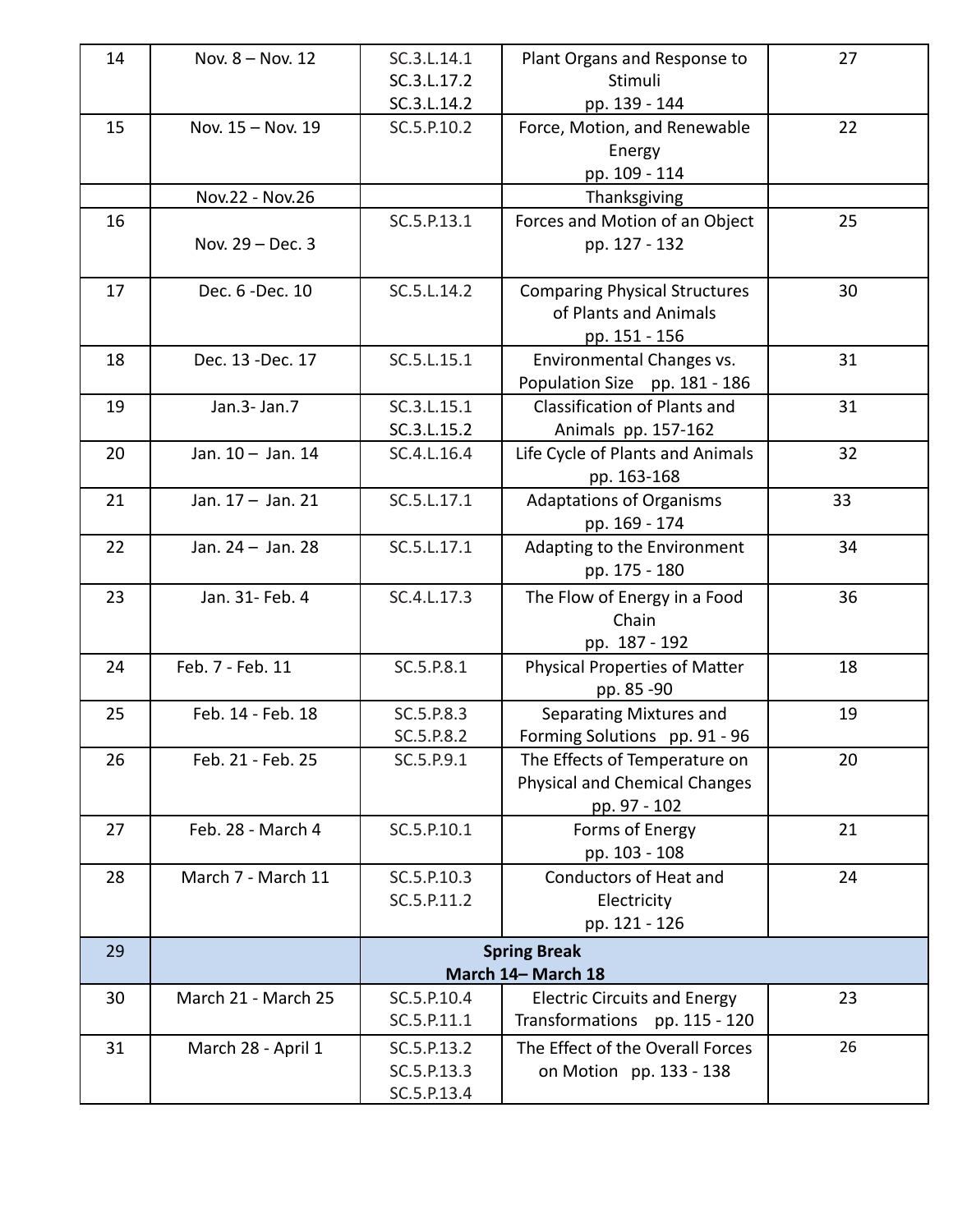| 14 | Nov. 8 – Nov. 12 | SC.3.L.14.1 SC.3.L.17.2 SC.3.L.14.2 | Plant Organs and Response to Stimuli pp. 139 - 144 | 27 |
|---|---|---|---|---|
| 15 | Nov. 15 – Nov. 19 | SC.5.P.10.2 | Force, Motion, and Renewable Energy pp. 109 - 114 | 22 |
| | Nov.22 - Nov.26 | | Thanksgiving | |
| 16 | Nov. 29 – Dec. 3 | SC.5.P.13.1 | Forces and Motion of an Object pp. 127 - 132 | 25 |
| 17 | Dec. 6 -Dec. 10 | SC.5.L.14.2 | Comparing Physical Structures of Plants and Animals pp. 151 - 156 | 30 |
| 18 | Dec. 13 -Dec. 17 | SC.5.L.15.1 | Environmental Changes vs. Population Size pp. 181 - 186 | 31 |
| 19 | Jan.3- Jan.7 | SC.3.L.15.1 SC.3.L.15.2 | Classification of Plants and Animals pp. 157-162 | 31 |
| 20 | Jan. 10 – Jan. 14 | SC.4.L.16.4 | Life Cycle of Plants and Animals pp. 163-168 | 32 |
| 21 | Jan. 17 – Jan. 21 | SC.5.L.17.1 | Adaptations of Organisms pp. 169 - 174 | 33 |
| 22 | Jan. 24 – Jan. 28 | SC.5.L.17.1 | Adapting to the Environment pp. 175 - 180 | 34 |
| 23 | Jan. 31- Feb. 4 | SC.4.L.17.3 | The Flow of Energy in a Food Chain pp. 187 - 192 | 36 |
| 24 | Feb. 7 - Feb. 11 | SC.5.P.8.1 | Physical Properties of Matter pp. 85 -90 | 18 |
| 25 | Feb. 14 - Feb. 18 | SC.5.P.8.3 SC.5.P.8.2 | Separating Mixtures and Forming Solutions pp. 91 - 96 | 19 |
| 26 | Feb. 21 - Feb. 25 | SC.5.P.9.1 | The Effects of Temperature on Physical and Chemical Changes pp. 97 - 102 | 20 |
| 27 | Feb. 28 - March 4 | SC.5.P.10.1 | Forms of Energy pp. 103 - 108 | 21 |
| 28 | March 7 - March 11 | SC.5.P.10.3 SC.5.P.11.2 | Conductors of Heat and Electricity pp. 121 - 126 | 24 |
| 29 | | **Spring Break March 14– March 18** | | |
| 30 | March 21 - March 25 | SC.5.P.10.4 SC.5.P.11.1 | Electric Circuits and Energy Transformations pp. 115 - 120 | 23 |
| 31 | March 28 - April 1 | SC.5.P.13.2 SC.5.P.13.3 SC.5.P.13.4 | The Effect of the Overall Forces on Motion pp. 133 - 138 | 26 |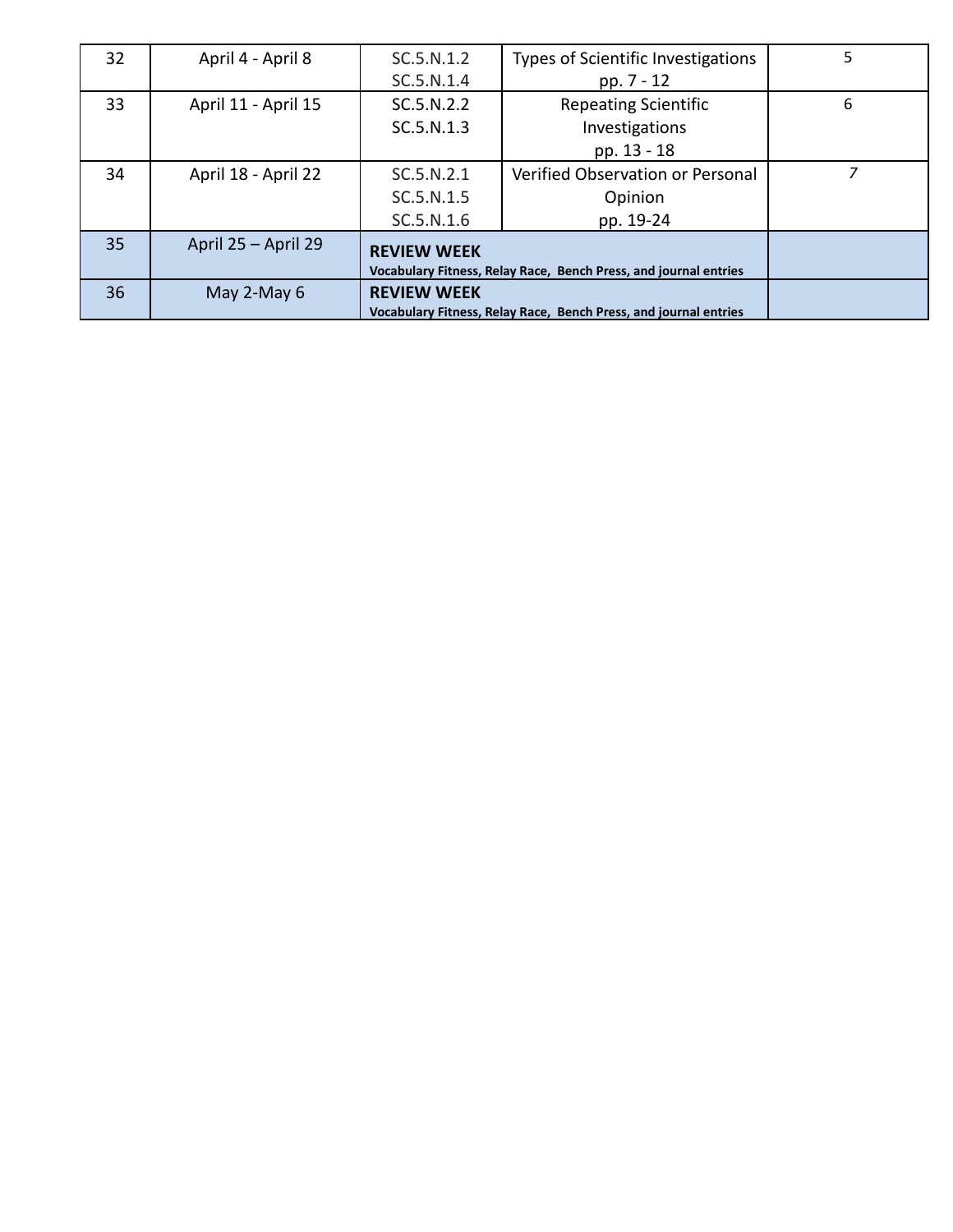| | | | | |
|---|---|---|---|---|
| 32 | April 4 - April 8 | SC.5.N.1.2<br>SC.5.N.1.4 | Types of Scientific Investigations<br>pp. 7 - 12 | 5 |
| 33 | April 11 - April 15 | SC.5.N.2.2<br>SC.5.N.1.3 | Repeating Scientific Investigations<br>pp. 13 - 18 | 6 |
| 34 | April 18 - April 22 | SC.5.N.2.1<br>SC.5.N.1.5<br>SC.5.N.1.6 | Verified Observation or Personal Opinion<br>pp. 19-24 | *7* |
| 35 | April 25 – April 29 | **REVIEW WEEK**<br>**Vocabulary Fitness, Relay Race, Bench Press, and journal entries** | | |
| 36 | May 2-May 6 | **REVIEW WEEK**<br>**Vocabulary Fitness, Relay Race, Bench Press, and journal entries** | | |